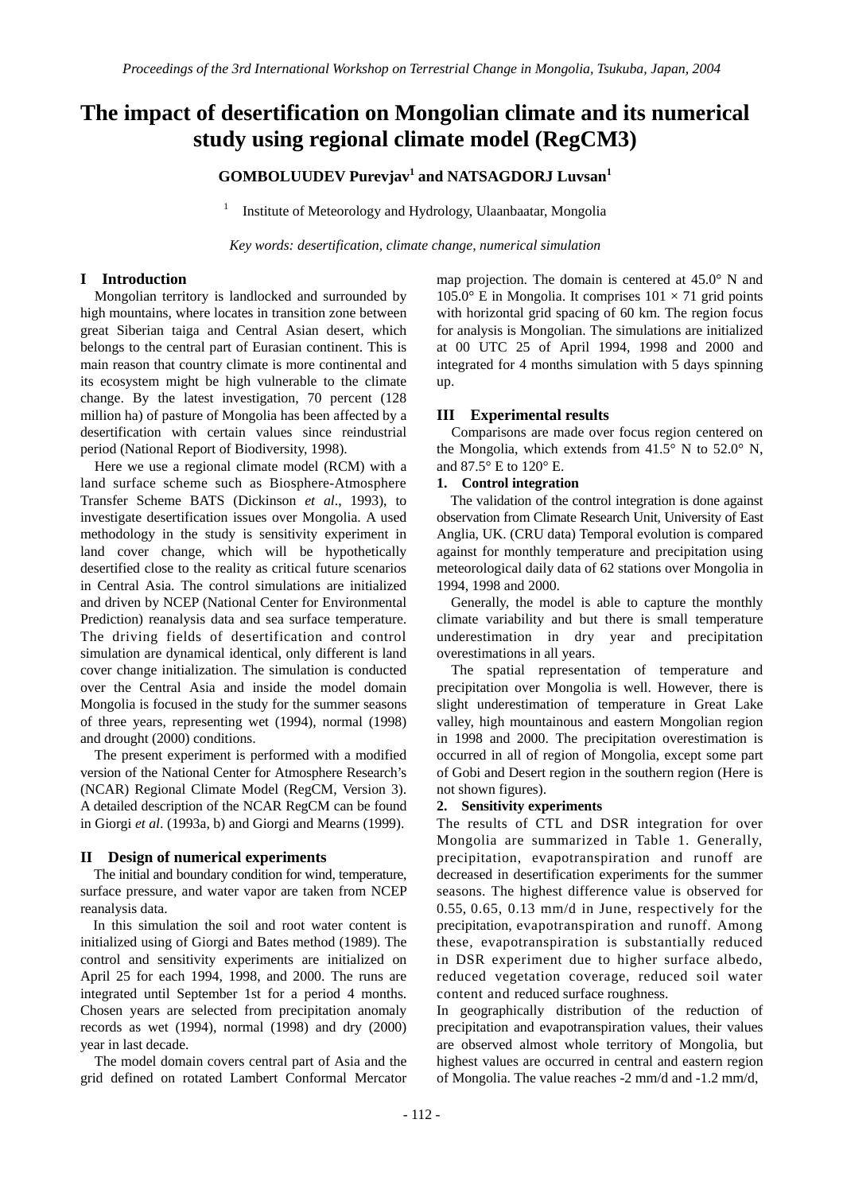# The impact of desertification on Mongolian climate and its numerical study using regional climate model (RegCM3)

**GOMBOLUUDEV Purevjav[1] and NATSAGDORJ Luvsan[1]**

[1] Institute of Meteorology and Hydrology, Ulaanbaatar, Mongolia

*Key words: desertification, climate change, numerical simulation*

## I Introduction

Mongolian territory is landlocked and surrounded by high mountains, where locates in transition zone between great Siberian taiga and Central Asian desert, which belongs to the central part of Eurasian continent. This is main reason that country climate is more continental and its ecosystem might be high vulnerable to the climate change. By the latest investigation, 70 percent (128 million ha) of pasture of Mongolia has been affected by a desertification with certain values since reindustrial period (National Report of Biodiversity, 1998).

Here we use a regional climate model (RCM) with a land surface scheme such as Biosphere-Atmosphere Transfer Scheme BATS (Dickinson *et al*., 1993), to investigate desertification issues over Mongolia. A used methodology in the study is sensitivity experiment in land cover change, which will be hypothetically desertified close to the reality as critical future scenarios in Central Asia. The control simulations are initialized and driven by NCEP (National Center for Environmental Prediction) reanalysis data and sea surface temperature. The driving fields of desertification and control simulation are dynamical identical, only different is land cover change initialization. The simulation is conducted over the Central Asia and inside the model domain Mongolia is focused in the study for the summer seasons of three years, representing wet (1994), normal (1998) and drought (2000) conditions.

The present experiment is performed with a modified version of the National Center for Atmosphere Research's (NCAR) Regional Climate Model (RegCM, Version 3). A detailed description of the NCAR RegCM can be found in Giorgi *et al*. (1993a, b) and Giorgi and Mearns (1999).

## II Design of numerical experiments

The initial and boundary condition for wind, temperature, surface pressure, and water vapor are taken from NCEP reanalysis data.

In this simulation the soil and root water content is initialized using of Giorgi and Bates method (1989). The control and sensitivity experiments are initialized on April 25 for each 1994, 1998, and 2000. The runs are integrated until September 1st for a period 4 months. Chosen years are selected from precipitation anomaly records as wet (1994), normal (1998) and dry (2000) year in last decade.

The model domain covers central part of Asia and the grid defined on rotated Lambert Conformal Mercator map projection. The domain is centered at 45.0° N and 105.0° E in Mongolia. It comprises $101 \times 71$ grid points with horizontal grid spacing of 60 km. The region focus for analysis is Mongolian. The simulations are initialized at 00 UTC 25 of April 1994, 1998 and 2000 and integrated for 4 months simulation with 5 days spinning up.

## III Experimental results

Comparisons are made over focus region centered on the Mongolia, which extends from 41.5° N to 52.0° N, and 87.5° E to 120° E.

### 1. Control integration

The validation of the control integration is done against observation from Climate Research Unit, University of East Anglia, UK. (CRU data) Temporal evolution is compared against for monthly temperature and precipitation using meteorological daily data of 62 stations over Mongolia in 1994, 1998 and 2000.

Generally, the model is able to capture the monthly climate variability and but there is small temperature underestimation in dry year and precipitation overestimations in all years.

The spatial representation of temperature and precipitation over Mongolia is well. However, there is slight underestimation of temperature in Great Lake valley, high mountainous and eastern Mongolian region in 1998 and 2000. The precipitation overestimation is occurred in all of region of Mongolia, except some part of Gobi and Desert region in the southern region (Here is not shown figures).

### 2. Sensitivity experiments

The results of CTL and DSR integration for over Mongolia are summarized in Table 1. Generally, precipitation, evapotranspiration and runoff are decreased in desertification experiments for the summer seasons. The highest difference value is observed for 0.55, 0.65, 0.13 mm/d in June, respectively for the precipitation, evapotranspiration and runoff. Among these, evapotranspiration is substantially reduced in DSR experiment due to higher surface albedo, reduced vegetation coverage, reduced soil water content and reduced surface roughness.

In geographically distribution of the reduction of precipitation and evapotranspiration values, their values are observed almost whole territory of Mongolia, but highest values are occurred in central and eastern region of Mongolia. The value reaches -2 mm/d and -1.2 mm/d,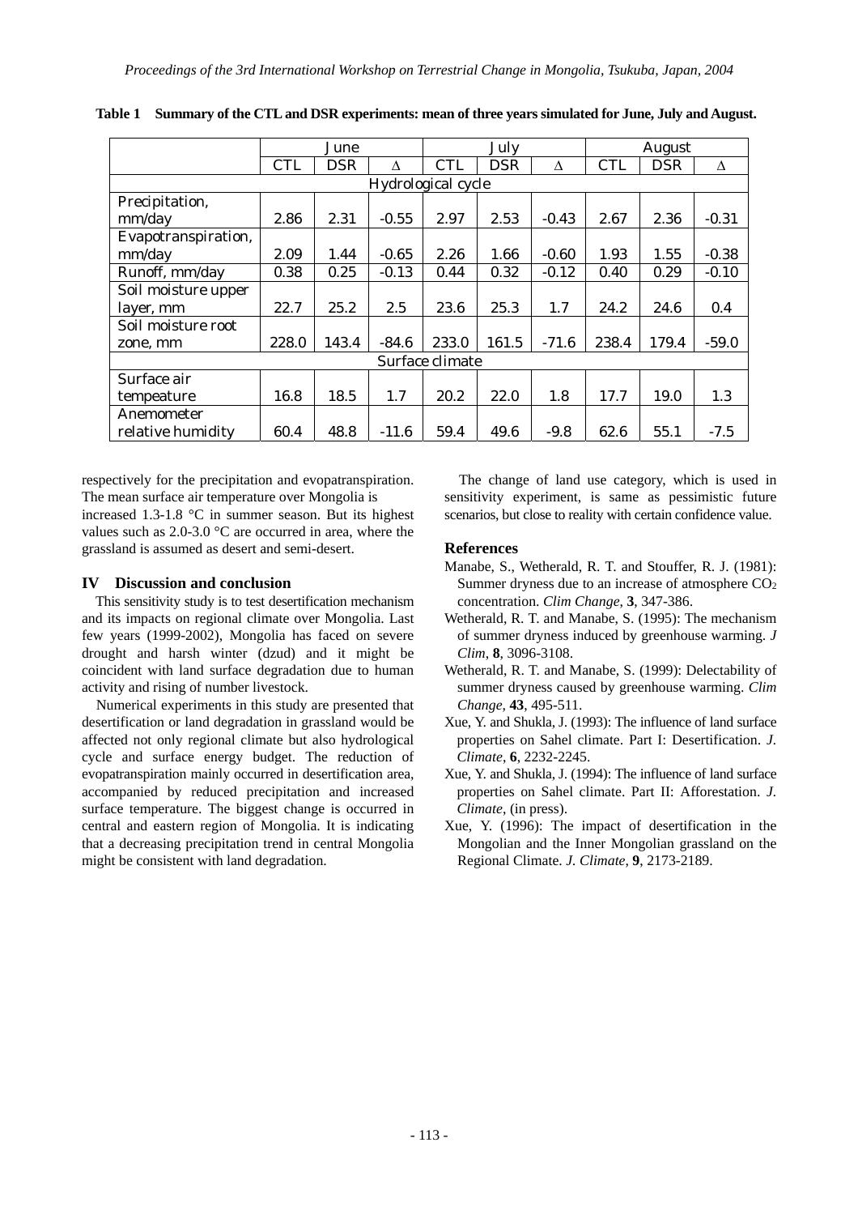**Table 1 Summary of the CTL and DSR experiments: mean of three years simulated for June, July and August.**

| | June | | | July | | | August | | |
|---|---|---|---|---|---|---|---|---|---|
| | CTL | DSR | Δ | CTL | DSR | Δ | CTL | DSR | Δ |
| Hydrological cycle | | | | | | | | | |
| Precipitation, mm/day | 2.86 | 2.31 | -0.55 | 2.97 | 2.53 | -0.43 | 2.67 | 2.36 | -0.31 |
| Evapotranspiration, mm/day | 2.09 | 1.44 | -0.65 | 2.26 | 1.66 | -0.60 | 1.93 | 1.55 | -0.38 |
| Runoff, mm/day | 0.38 | 0.25 | -0.13 | 0.44 | 0.32 | -0.12 | 0.40 | 0.29 | -0.10 |
| Soil moisture upper layer, mm | 22.7 | 25.2 | 2.5 | 23.6 | 25.3 | 1.7 | 24.2 | 24.6 | 0.4 |
| Soil moisture root zone, mm | 228.0 | 143.4 | -84.6 | 233.0 | 161.5 | -71.6 | 238.4 | 179.4 | -59.0 |
| Surface climate | | | | | | | | | |
| Surface air tempeature | 16.8 | 18.5 | 1.7 | 20.2 | 22.0 | 1.8 | 17.7 | 19.0 | 1.3 |
| Anemometer relative humidity | 60.4 | 48.8 | -11.6 | 59.4 | 49.6 | -9.8 | 62.6 | 55.1 | -7.5 |

respectively for the precipitation and evopatranspiration. The mean surface air temperature over Mongolia is increased 1.3-1.8 °C in summer season. But its highest values such as 2.0-3.0 °C are occurred in area, where the grassland is assumed as desert and semi-desert.

## IV Discussion and conclusion

This sensitivity study is to test desertification mechanism and its impacts on regional climate over Mongolia. Last few years (1999-2002), Mongolia has faced on severe drought and harsh winter (dzud) and it might be coincident with land surface degradation due to human activity and rising of number livestock.

Numerical experiments in this study are presented that desertification or land degradation in grassland would be affected not only regional climate but also hydrological cycle and surface energy budget. The reduction of evopatranspiration mainly occurred in desertification area, accompanied by reduced precipitation and increased surface temperature. The biggest change is occurred in central and eastern region of Mongolia. It is indicating that a decreasing precipitation trend in central Mongolia might be consistent with land degradation.

The change of land use category, which is used in sensitivity experiment, is same as pessimistic future scenarios, but close to reality with certain confidence value.

## References

Manabe, S., Wetherald, R. T. and Stouffer, R. J. (1981): Summer dryness due to an increase of atmosphere $CO_2$ concentration. *Clim Change*, **3**, 347-386.

Wetherald, R. T. and Manabe, S. (1995): The mechanism of summer dryness induced by greenhouse warming. *J Clim*, **8**, 3096-3108.

Wetherald, R. T. and Manabe, S. (1999): Delectability of summer dryness caused by greenhouse warming. *Clim Change*, **43**, 495-511.

Xue, Y. and Shukla, J. (1993): The influence of land surface properties on Sahel climate. Part I: Desertification. *J. Climate*, **6**, 2232-2245.

Xue, Y. and Shukla, J. (1994): The influence of land surface properties on Sahel climate. Part II: Afforestation. *J. Climate*, (in press).

Xue, Y. (1996): The impact of desertification in the Mongolian and the Inner Mongolian grassland on the Regional Climate. *J. Climate*, **9**, 2173-2189.